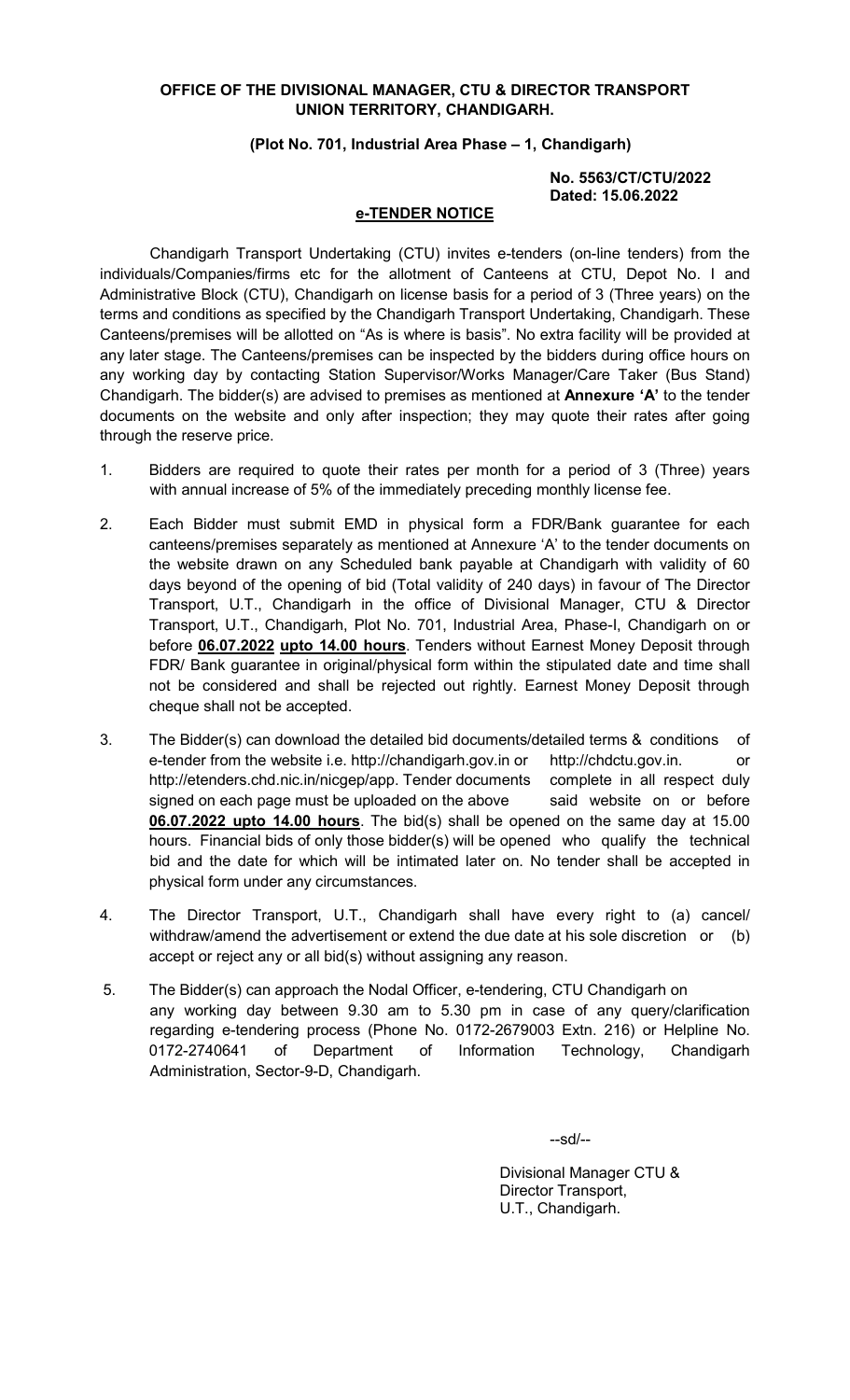**OFFICE OF THE DIVISIONAL MANAGER, CTU & DIRECTOR TRANSPORT**
**UNION TERRITORY, CHANDIGARH.**

**(Plot No. 701, Industrial Area Phase – 1, Chandigarh)**

**No. 5563/CT/CTU/2022**
**Dated: 15.06.2022**

## e-TENDER NOTICE

Chandigarh Transport Undertaking (CTU) invites e-tenders (on-line tenders) from the individuals/Companies/firms etc for the allotment of Canteens at CTU, Depot No. I and Administrative Block (CTU), Chandigarh on license basis for a period of 3 (Three years) on the terms and conditions as specified by the Chandigarh Transport Undertaking, Chandigarh. These Canteens/premises will be allotted on "As is where is basis". No extra facility will be provided at any later stage. The Canteens/premises can be inspected by the bidders during office hours on any working day by contacting Station Supervisor/Works Manager/Care Taker (Bus Stand) Chandigarh. The bidder(s) are advised to premises as mentioned at **Annexure 'A'** to the tender documents on the website and only after inspection; they may quote their rates after going through the reserve price.

1. Bidders are required to quote their rates per month for a period of 3 (Three) years with annual increase of 5% of the immediately preceding monthly license fee.

2. Each Bidder must submit EMD in physical form a FDR/Bank guarantee for each canteens/premises separately as mentioned at Annexure 'A' to the tender documents on the website drawn on any Scheduled bank payable at Chandigarh with validity of 60 days beyond of the opening of bid (Total validity of 240 days) in favour of The Director Transport, U.T., Chandigarh in the office of Divisional Manager, CTU & Director Transport, U.T., Chandigarh, Plot No. 701, Industrial Area, Phase-I, Chandigarh on or before **06.07.2022 upto 14.00 hours**. Tenders without Earnest Money Deposit through FDR/ Bank guarantee in original/physical form within the stipulated date and time shall not be considered and shall be rejected out rightly. Earnest Money Deposit through cheque shall not be accepted.

3. The Bidder(s) can download the detailed bid documents/detailed terms & conditions of e-tender from the website i.e. http://chandigarh.gov.in or http://chdctu.gov.in. or http://etenders.chd.nic.in/nicgep/app. Tender documents complete in all respect duly signed on each page must be uploaded on the above said website on or before **06.07.2022 upto 14.00 hours**. The bid(s) shall be opened on the same day at 15.00 hours. Financial bids of only those bidder(s) will be opened who qualify the technical bid and the date for which will be intimated later on. No tender shall be accepted in physical form under any circumstances.

4. The Director Transport, U.T., Chandigarh shall have every right to (a) cancel/ withdraw/amend the advertisement or extend the due date at his sole discretion or (b) accept or reject any or all bid(s) without assigning any reason.

5. The Bidder(s) can approach the Nodal Officer, e-tendering, CTU Chandigarh on any working day between 9.30 am to 5.30 pm in case of any query/clarification regarding e-tendering process (Phone No. 0172-2679003 Extn. 216) or Helpline No. 0172-2740641 of Department of Information Technology, Chandigarh Administration, Sector-9-D, Chandigarh.

--sd/--

Divisional Manager CTU &
Director Transport,
U.T., Chandigarh.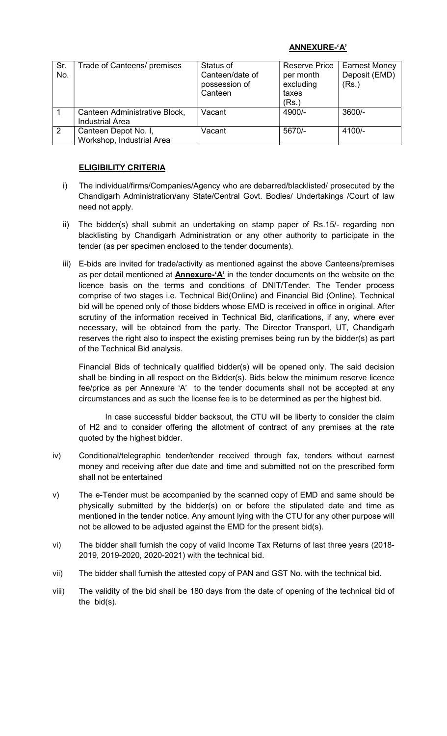**ANNEXURE-'A'**

| Sr. No. | Trade of Canteens/ premises | Status of Canteen/date of possession of Canteen | Reserve Price per month excluding taxes (Rs.) | Earnest Money Deposit (EMD) (Rs.) |
|---|---|---|---|---|
| 1 | Canteen Administrative Block, Industrial Area | Vacant | 4900/- | 3600/- |
| 2 | Canteen Depot No. I, Workshop, Industrial Area | Vacant | 5670/- | 4100/- |

**ELIGIBILITY CRITERIA**

i) The individual/firms/Companies/Agency who are debarred/blacklisted/ prosecuted by the Chandigarh Administration/any State/Central Govt. Bodies/ Undertakings /Court of law need not apply.

ii) The bidder(s) shall submit an undertaking on stamp paper of Rs.15/- regarding non blacklisting by Chandigarh Administration or any other authority to participate in the tender (as per specimen enclosed to the tender documents).

iii) E-bids are invited for trade/activity as mentioned against the above Canteens/premises as per detail mentioned at **Annexure-'A'** in the tender documents on the website on the licence basis on the terms and conditions of DNIT/Tender. The Tender process comprise of two stages i.e. Technical Bid(Online) and Financial Bid (Online). Technical bid will be opened only of those bidders whose EMD is received in office in original. After scrutiny of the information received in Technical Bid, clarifications, if any, where ever necessary, will be obtained from the party. The Director Transport, UT, Chandigarh reserves the right also to inspect the existing premises being run by the bidder(s) as part of the Technical Bid analysis.

Financial Bids of technically qualified bidder(s) will be opened only. The said decision shall be binding in all respect on the Bidder(s). Bids below the minimum reserve licence fee/price as per Annexure 'A' to the tender documents shall not be accepted at any circumstances and as such the license fee is to be determined as per the highest bid.

In case successful bidder backsout, the CTU will be liberty to consider the claim of H2 and to consider offering the allotment of contract of any premises at the rate quoted by the highest bidder.

iv) Conditional/telegraphic tender/tender received through fax, tenders without earnest money and receiving after due date and time and submitted not on the prescribed form shall not be entertained

v) The e-Tender must be accompanied by the scanned copy of EMD and same should be physically submitted by the bidder(s) on or before the stipulated date and time as mentioned in the tender notice. Any amount lying with the CTU for any other purpose will not be allowed to be adjusted against the EMD for the present bid(s).

vi) The bidder shall furnish the copy of valid Income Tax Returns of last three years (2018-2019, 2019-2020, 2020-2021) with the technical bid.

vii) The bidder shall furnish the attested copy of PAN and GST No. with the technical bid.

viii) The validity of the bid shall be 180 days from the date of opening of the technical bid of the bid(s).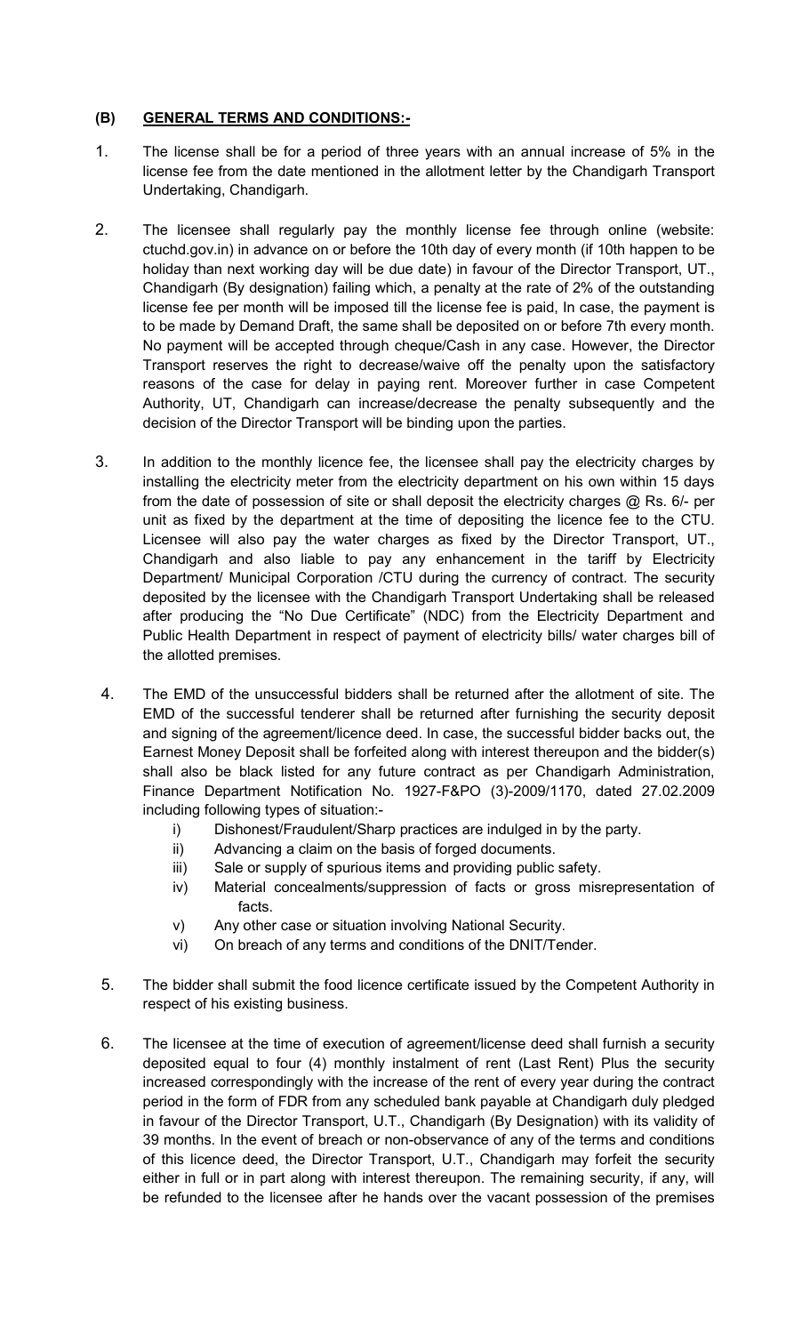## (B) GENERAL TERMS AND CONDITIONS:-

1. The license shall be for a period of three years with an annual increase of 5% in the license fee from the date mentioned in the allotment letter by the Chandigarh Transport Undertaking, Chandigarh.

2. The licensee shall regularly pay the monthly license fee through online (website: ctuchd.gov.in) in advance on or before the 10th day of every month (if 10th happen to be holiday than next working day will be due date) in favour of the Director Transport, UT., Chandigarh (By designation) failing which, a penalty at the rate of 2% of the outstanding license fee per month will be imposed till the license fee is paid, In case, the payment is to be made by Demand Draft, the same shall be deposited on or before 7th every month. No payment will be accepted through cheque/Cash in any case. However, the Director Transport reserves the right to decrease/waive off the penalty upon the satisfactory reasons of the case for delay in paying rent. Moreover further in case Competent Authority, UT, Chandigarh can increase/decrease the penalty subsequently and the decision of the Director Transport will be binding upon the parties.

3. In addition to the monthly licence fee, the licensee shall pay the electricity charges by installing the electricity meter from the electricity department on his own within 15 days from the date of possession of site or shall deposit the electricity charges @ Rs. 6/- per unit as fixed by the department at the time of depositing the licence fee to the CTU. Licensee will also pay the water charges as fixed by the Director Transport, UT., Chandigarh and also liable to pay any enhancement in the tariff by Electricity Department/ Municipal Corporation /CTU during the currency of contract. The security deposited by the licensee with the Chandigarh Transport Undertaking shall be released after producing the "No Due Certificate" (NDC) from the Electricity Department and Public Health Department in respect of payment of electricity bills/ water charges bill of the allotted premises.

4. The EMD of the unsuccessful bidders shall be returned after the allotment of site. The EMD of the successful tenderer shall be returned after furnishing the security deposit and signing of the agreement/licence deed. In case, the successful bidder backs out, the Earnest Money Deposit shall be forfeited along with interest thereupon and the bidder(s) shall also be black listed for any future contract as per Chandigarh Administration, Finance Department Notification No. 1927-F&PO (3)-2009/1170, dated 27.02.2009 including following types of situation:-
   - i) Dishonest/Fraudulent/Sharp practices are indulged in by the party.
   - ii) Advancing a claim on the basis of forged documents.
   - iii) Sale or supply of spurious items and providing public safety.
   - iv) Material concealments/suppression of facts or gross misrepresentation of facts.
   - v) Any other case or situation involving National Security.
   - vi) On breach of any terms and conditions of the DNIT/Tender.

5. The bidder shall submit the food licence certificate issued by the Competent Authority in respect of his existing business.

6. The licensee at the time of execution of agreement/license deed shall furnish a security deposited equal to four (4) monthly instalment of rent (Last Rent) Plus the security increased correspondingly with the increase of the rent of every year during the contract period in the form of FDR from any scheduled bank payable at Chandigarh duly pledged in favour of the Director Transport, U.T., Chandigarh (By Designation) with its validity of 39 months. In the event of breach or non-observance of any of the terms and conditions of this licence deed, the Director Transport, U.T., Chandigarh may forfeit the security either in full or in part along with interest thereupon. The remaining security, if any, will be refunded to the licensee after he hands over the vacant possession of the premises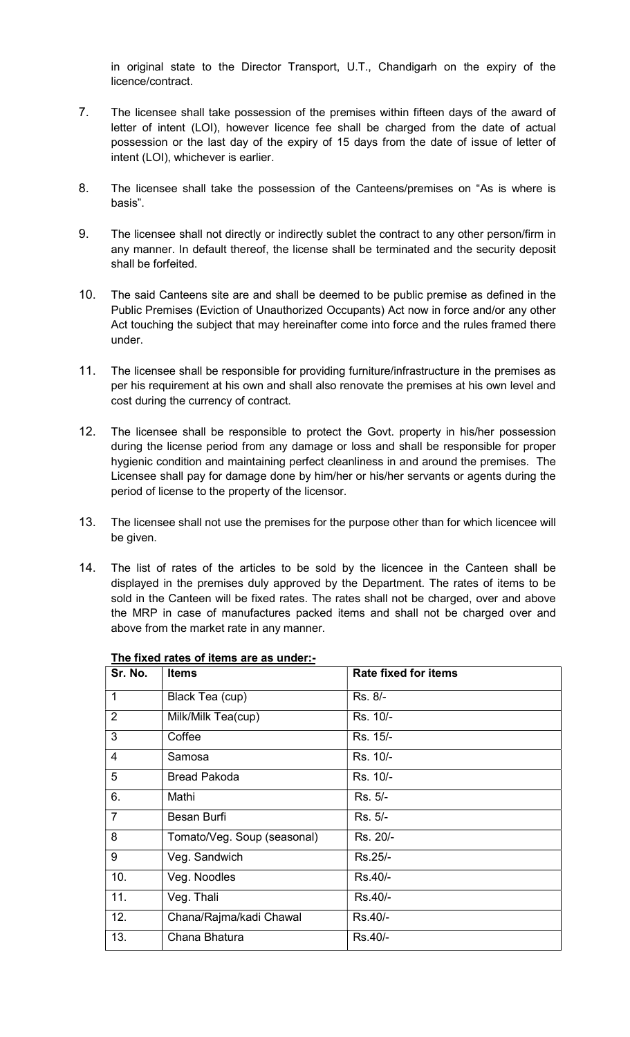in original state to the Director Transport, U.T., Chandigarh on the expiry of the licence/contract.

7. The licensee shall take possession of the premises within fifteen days of the award of letter of intent (LOI), however licence fee shall be charged from the date of actual possession or the last day of the expiry of 15 days from the date of issue of letter of intent (LOI), whichever is earlier.

8. The licensee shall take the possession of the Canteens/premises on "As is where is basis".

9. The licensee shall not directly or indirectly sublet the contract to any other person/firm in any manner. In default thereof, the license shall be terminated and the security deposit shall be forfeited.

10. The said Canteens site are and shall be deemed to be public premise as defined in the Public Premises (Eviction of Unauthorized Occupants) Act now in force and/or any other Act touching the subject that may hereinafter come into force and the rules framed there under.

11. The licensee shall be responsible for providing furniture/infrastructure in the premises as per his requirement at his own and shall also renovate the premises at his own level and cost during the currency of contract.

12. The licensee shall be responsible to protect the Govt. property in his/her possession during the license period from any damage or loss and shall be responsible for proper hygienic condition and maintaining perfect cleanliness in and around the premises. The Licensee shall pay for damage done by him/her or his/her servants or agents during the period of license to the property of the licensor.

13. The licensee shall not use the premises for the purpose other than for which licencee will be given.

14. The list of rates of the articles to be sold by the licencee in the Canteen shall be displayed in the premises duly approved by the Department. The rates of items to be sold in the Canteen will be fixed rates. The rates shall not be charged, over and above the MRP in case of manufactures packed items and shall not be charged over and above from the market rate in any manner.

**The fixed rates of items are as under:-**

| Sr. No. | Items | Rate fixed for items |
|---|---|---|
| 1 | Black Tea (cup) | Rs. 8/- |
| 2 | Milk/Milk Tea(cup) | Rs. 10/- |
| 3 | Coffee | Rs. 15/- |
| 4 | Samosa | Rs. 10/- |
| 5 | Bread Pakoda | Rs. 10/- |
| 6. | Mathi | Rs. 5/- |
| 7 | Besan Burfi | Rs. 5/- |
| 8 | Tomato/Veg. Soup (seasonal) | Rs. 20/- |
| 9 | Veg. Sandwich | Rs.25/- |
| 10. | Veg. Noodles | Rs.40/- |
| 11. | Veg. Thali | Rs.40/- |
| 12. | Chana/Rajma/kadi Chawal | Rs.40/- |
| 13. | Chana Bhatura | Rs.40/- |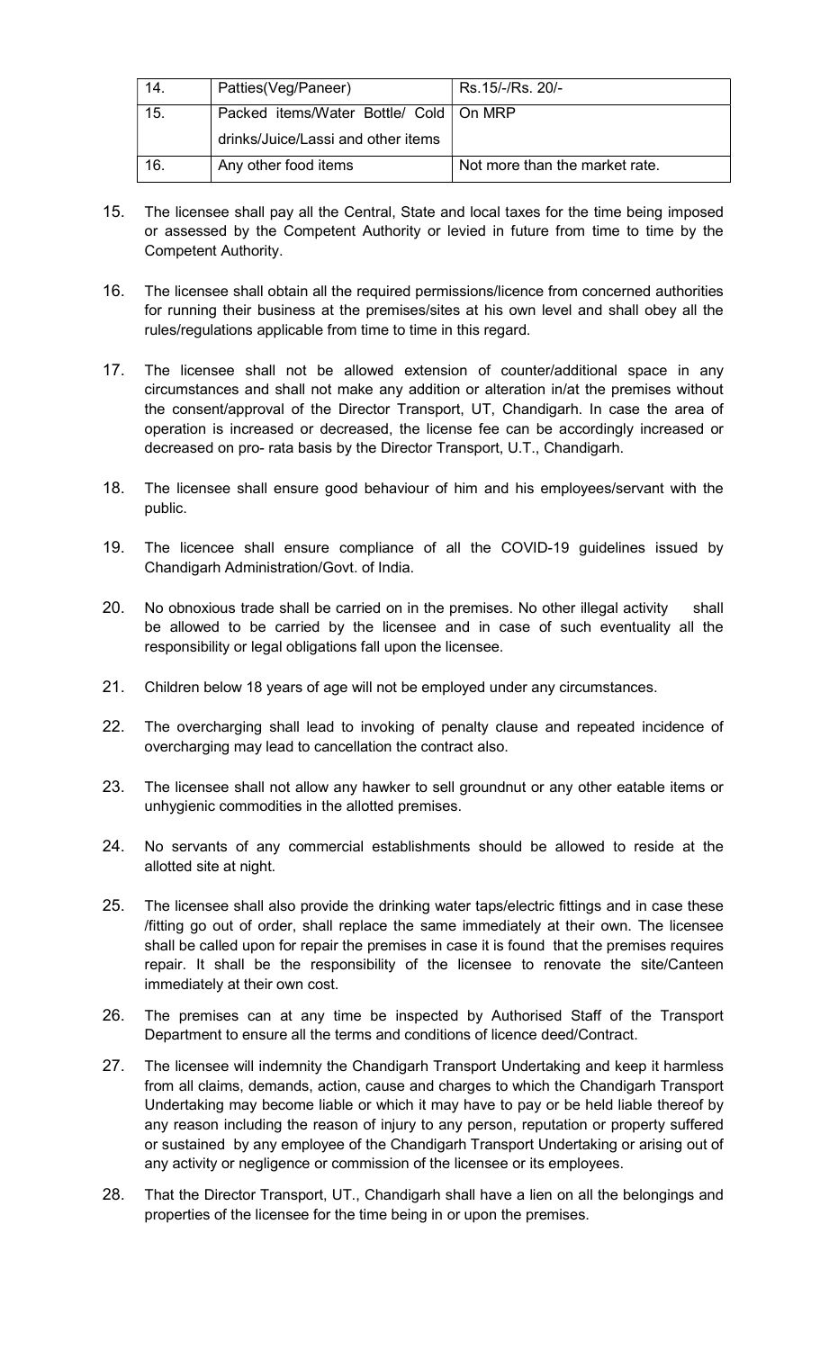| 14. | Patties(Veg/Paneer) | Rs.15/-/Rs. 20/- |
|---|---|---|
| 15. | Packed items/Water Bottle/ Cold drinks/Juice/Lassi and other items | On MRP |
| 16. | Any other food items | Not more than the market rate. |

15. The licensee shall pay all the Central, State and local taxes for the time being imposed or assessed by the Competent Authority or levied in future from time to time by the Competent Authority.

16. The licensee shall obtain all the required permissions/licence from concerned authorities for running their business at the premises/sites at his own level and shall obey all the rules/regulations applicable from time to time in this regard.

17. The licensee shall not be allowed extension of counter/additional space in any circumstances and shall not make any addition or alteration in/at the premises without the consent/approval of the Director Transport, UT, Chandigarh. In case the area of operation is increased or decreased, the license fee can be accordingly increased or decreased on pro- rata basis by the Director Transport, U.T., Chandigarh.

18. The licensee shall ensure good behaviour of him and his employees/servant with the public.

19. The licencee shall ensure compliance of all the COVID-19 guidelines issued by Chandigarh Administration/Govt. of India.

20. No obnoxious trade shall be carried on in the premises. No other illegal activity shall be allowed to be carried by the licensee and in case of such eventuality all the responsibility or legal obligations fall upon the licensee.

21. Children below 18 years of age will not be employed under any circumstances.

22. The overcharging shall lead to invoking of penalty clause and repeated incidence of overcharging may lead to cancellation the contract also.

23. The licensee shall not allow any hawker to sell groundnut or any other eatable items or unhygienic commodities in the allotted premises.

24. No servants of any commercial establishments should be allowed to reside at the allotted site at night.

25. The licensee shall also provide the drinking water taps/electric fittings and in case these /fitting go out of order, shall replace the same immediately at their own. The licensee shall be called upon for repair the premises in case it is found that the premises requires repair. It shall be the responsibility of the licensee to renovate the site/Canteen immediately at their own cost.

26. The premises can at any time be inspected by Authorised Staff of the Transport Department to ensure all the terms and conditions of licence deed/Contract.

27. The licensee will indemnity the Chandigarh Transport Undertaking and keep it harmless from all claims, demands, action, cause and charges to which the Chandigarh Transport Undertaking may become liable or which it may have to pay or be held liable thereof by any reason including the reason of injury to any person, reputation or property suffered or sustained by any employee of the Chandigarh Transport Undertaking or arising out of any activity or negligence or commission of the licensee or its employees.

28. That the Director Transport, UT., Chandigarh shall have a lien on all the belongings and properties of the licensee for the time being in or upon the premises.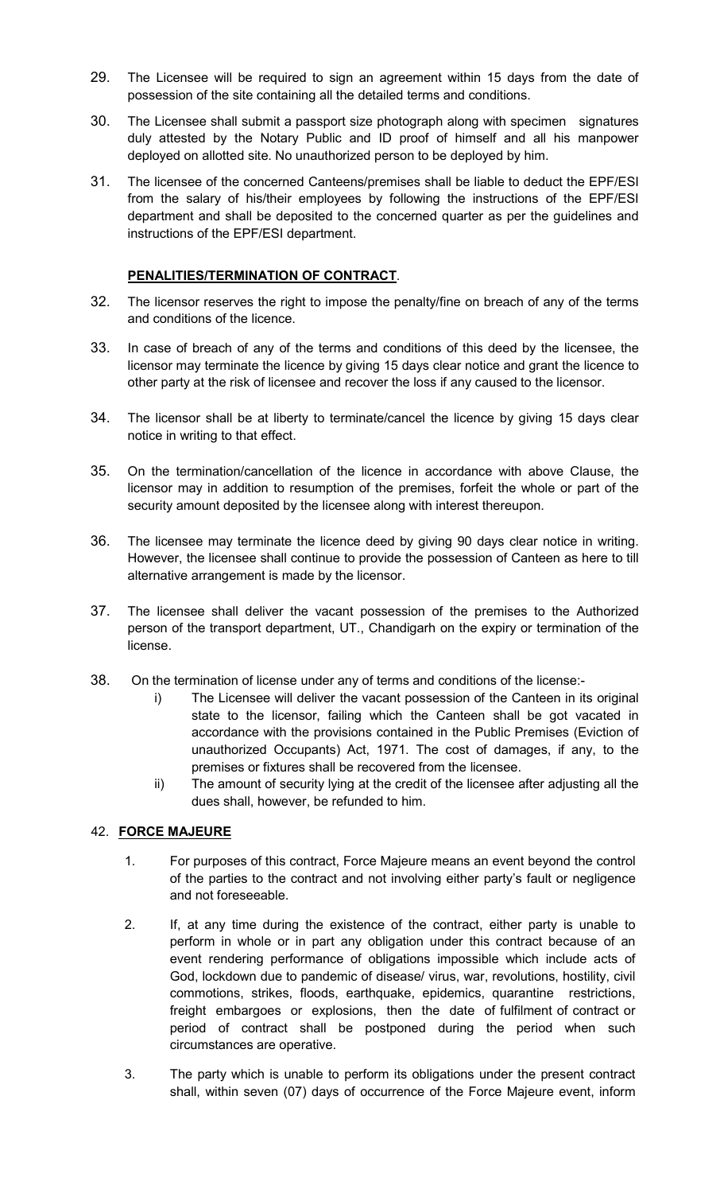29. The Licensee will be required to sign an agreement within 15 days from the date of possession of the site containing all the detailed terms and conditions.

30. The Licensee shall submit a passport size photograph along with specimen signatures duly attested by the Notary Public and ID proof of himself and all his manpower deployed on allotted site. No unauthorized person to be deployed by him.

31. The licensee of the concerned Canteens/premises shall be liable to deduct the EPF/ESI from the salary of his/their employees by following the instructions of the EPF/ESI department and shall be deposited to the concerned quarter as per the guidelines and instructions of the EPF/ESI department.

**PENALITIES/TERMINATION OF CONTRACT**.

32. The licensor reserves the right to impose the penalty/fine on breach of any of the terms and conditions of the licence.

33. In case of breach of any of the terms and conditions of this deed by the licensee, the licensor may terminate the licence by giving 15 days clear notice and grant the licence to other party at the risk of licensee and recover the loss if any caused to the licensor.

34. The licensor shall be at liberty to terminate/cancel the licence by giving 15 days clear notice in writing to that effect.

35. On the termination/cancellation of the licence in accordance with above Clause, the licensor may in addition to resumption of the premises, forfeit the whole or part of the security amount deposited by the licensee along with interest thereupon.

36. The licensee may terminate the licence deed by giving 90 days clear notice in writing. However, the licensee shall continue to provide the possession of Canteen as here to till alternative arrangement is made by the licensor.

37. The licensee shall deliver the vacant possession of the premises to the Authorized person of the transport department, UT., Chandigarh on the expiry or termination of the license.

38. On the termination of license under any of terms and conditions of the license:-
    i) The Licensee will deliver the vacant possession of the Canteen in its original state to the licensor, failing which the Canteen shall be got vacated in accordance with the provisions contained in the Public Premises (Eviction of unauthorized Occupants) Act, 1971. The cost of damages, if any, to the premises or fixtures shall be recovered from the licensee.
    ii) The amount of security lying at the credit of the licensee after adjusting all the dues shall, however, be refunded to him.

42. **FORCE MAJEURE**

1. For purposes of this contract, Force Majeure means an event beyond the control of the parties to the contract and not involving either party's fault or negligence and not foreseeable.

2. If, at any time during the existence of the contract, either party is unable to perform in whole or in part any obligation under this contract because of an event rendering performance of obligations impossible which include acts of God, lockdown due to pandemic of disease/ virus, war, revolutions, hostility, civil commotions, strikes, floods, earthquake, epidemics, quarantine restrictions, freight embargoes or explosions, then the date of fulfilment of contract or period of contract shall be postponed during the period when such circumstances are operative.

3. The party which is unable to perform its obligations under the present contract shall, within seven (07) days of occurrence of the Force Majeure event, inform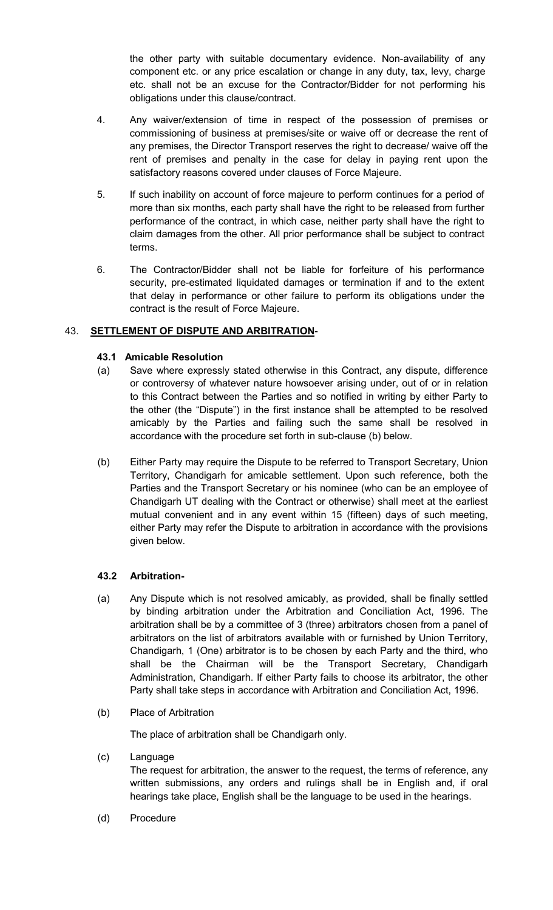the other party with suitable documentary evidence. Non-availability of any component etc. or any price escalation or change in any duty, tax, levy, charge etc. shall not be an excuse for the Contractor/Bidder for not performing his obligations under this clause/contract.

4. Any waiver/extension of time in respect of the possession of premises or commissioning of business at premises/site or waive off or decrease the rent of any premises, the Director Transport reserves the right to decrease/ waive off the rent of premises and penalty in the case for delay in paying rent upon the satisfactory reasons covered under clauses of Force Majeure.

5. If such inability on account of force majeure to perform continues for a period of more than six months, each party shall have the right to be released from further performance of the contract, in which case, neither party shall have the right to claim damages from the other. All prior performance shall be subject to contract terms.

6. The Contractor/Bidder shall not be liable for forfeiture of his performance security, pre-estimated liquidated damages or termination if and to the extent that delay in performance or other failure to perform its obligations under the contract is the result of Force Majeure.

43. **<u>SETTLEMENT OF DISPUTE AND ARBITRATION</u>**-

**43.1 Amicable Resolution**

(a) Save where expressly stated otherwise in this Contract, any dispute, difference or controversy of whatever nature howsoever arising under, out of or in relation to this Contract between the Parties and so notified in writing by either Party to the other (the "Dispute") in the first instance shall be attempted to be resolved amicably by the Parties and failing such the same shall be resolved in accordance with the procedure set forth in sub-clause (b) below.

(b) Either Party may require the Dispute to be referred to Transport Secretary, Union Territory, Chandigarh for amicable settlement. Upon such reference, both the Parties and the Transport Secretary or his nominee (who can be an employee of Chandigarh UT dealing with the Contract or otherwise) shall meet at the earliest mutual convenient and in any event within 15 (fifteen) days of such meeting, either Party may refer the Dispute to arbitration in accordance with the provisions given below.

**43.2 Arbitration-**

(a) Any Dispute which is not resolved amicably, as provided, shall be finally settled by binding arbitration under the Arbitration and Conciliation Act, 1996. The arbitration shall be by a committee of 3 (three) arbitrators chosen from a panel of arbitrators on the list of arbitrators available with or furnished by Union Territory, Chandigarh, 1 (One) arbitrator is to be chosen by each Party and the third, who shall be the Chairman will be the Transport Secretary, Chandigarh Administration, Chandigarh. If either Party fails to choose its arbitrator, the other Party shall take steps in accordance with Arbitration and Conciliation Act, 1996.

(b) Place of Arbitration

The place of arbitration shall be Chandigarh only.

(c) Language

The request for arbitration, the answer to the request, the terms of reference, any written submissions, any orders and rulings shall be in English and, if oral hearings take place, English shall be the language to be used in the hearings.

(d) Procedure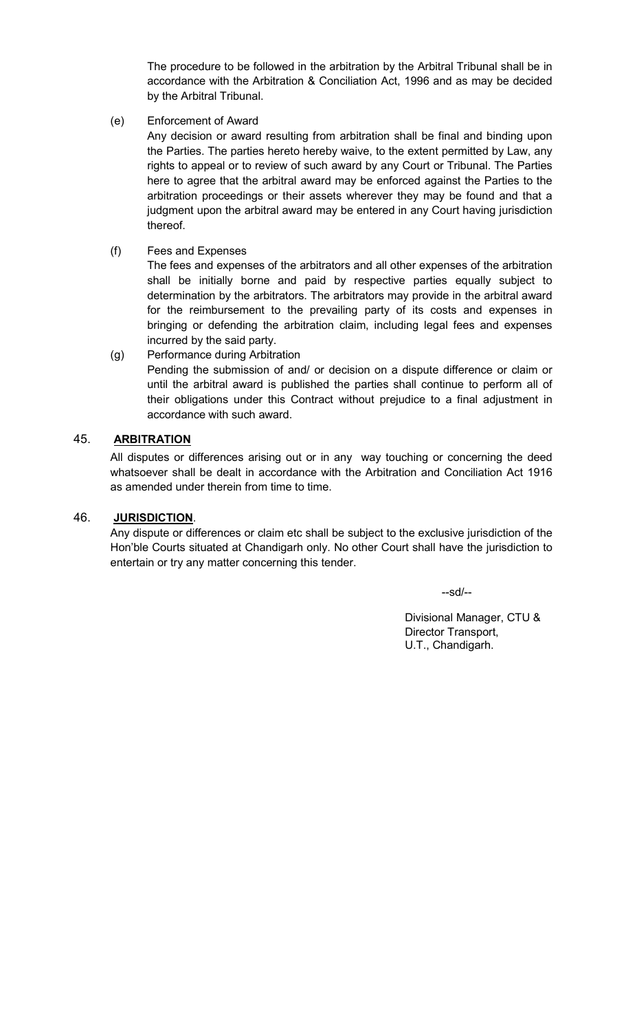The procedure to be followed in the arbitration by the Arbitral Tribunal shall be in accordance with the Arbitration & Conciliation Act, 1996 and as may be decided by the Arbitral Tribunal.

(e) Enforcement of Award

Any decision or award resulting from arbitration shall be final and binding upon the Parties. The parties hereto hereby waive, to the extent permitted by Law, any rights to appeal or to review of such award by any Court or Tribunal. The Parties here to agree that the arbitral award may be enforced against the Parties to the arbitration proceedings or their assets wherever they may be found and that a judgment upon the arbitral award may be entered in any Court having jurisdiction thereof.

(f) Fees and Expenses

The fees and expenses of the arbitrators and all other expenses of the arbitration shall be initially borne and paid by respective parties equally subject to determination by the arbitrators. The arbitrators may provide in the arbitral award for the reimbursement to the prevailing party of its costs and expenses in bringing or defending the arbitration claim, including legal fees and expenses incurred by the said party.

(g) Performance during Arbitration

Pending the submission of and/ or decision on a dispute difference or claim or until the arbitral award is published the parties shall continue to perform all of their obligations under this Contract without prejudice to a final adjustment in accordance with such award.

45. **<u>ARBITRATION</u>**

All disputes or differences arising out or in any way touching or concerning the deed whatsoever shall be dealt in accordance with the Arbitration and Conciliation Act 1916 as amended under therein from time to time.

46. **<u>JURISDICTION</u>**.

Any dispute or differences or claim etc shall be subject to the exclusive jurisdiction of the Hon'ble Courts situated at Chandigarh only. No other Court shall have the jurisdiction to entertain or try any matter concerning this tender.

--sd/--

Divisional Manager, CTU &
Director Transport,
U.T., Chandigarh.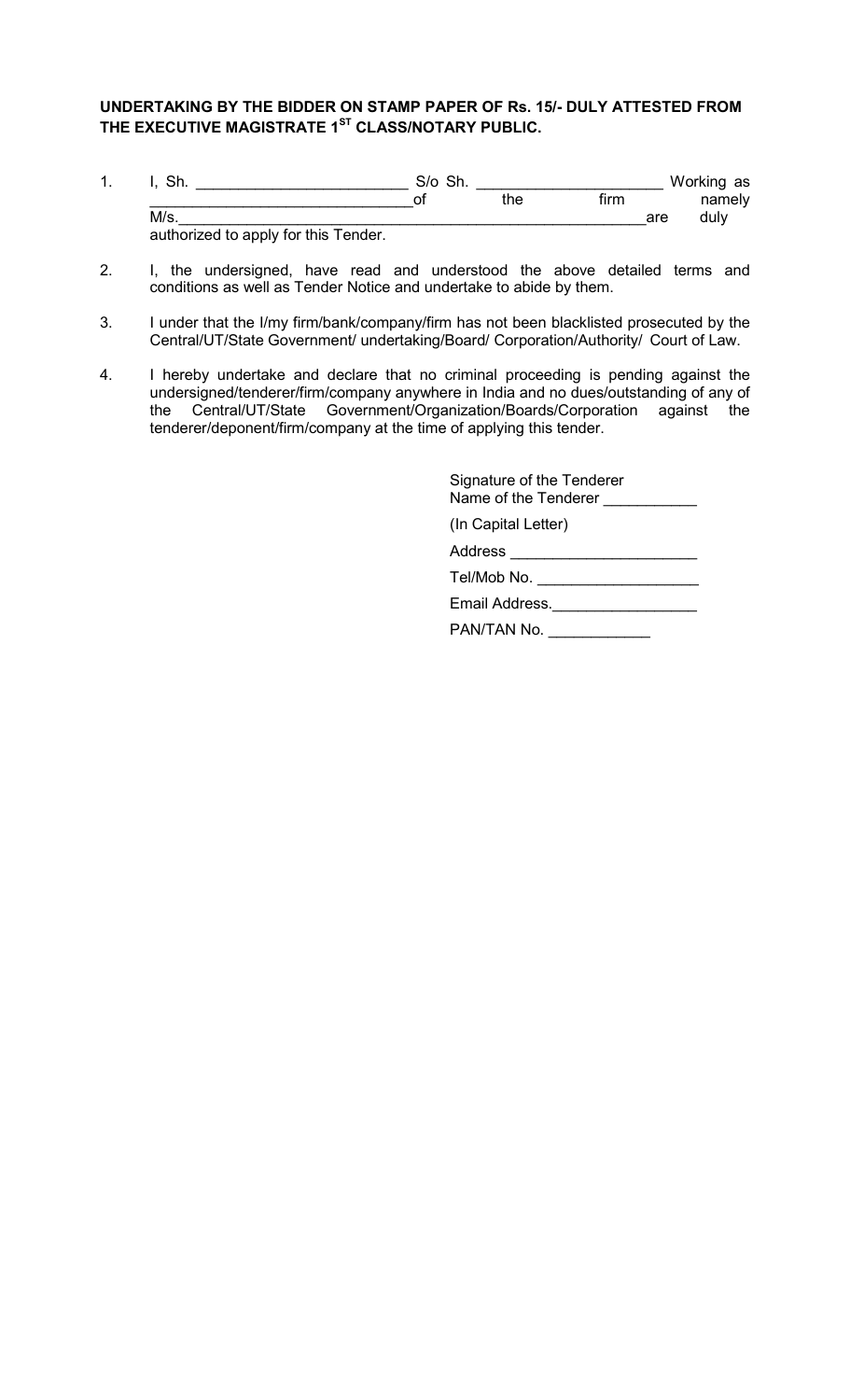**UNDERTAKING BY THE BIDDER ON STAMP PAPER OF Rs. 15/- DULY ATTESTED FROM THE EXECUTIVE MAGISTRATE 1ST CLASS/NOTARY PUBLIC.**

1. I, Sh. _________________________ S/o Sh. ______________________ Working as _______________________________of the firm namely M/s.______________________________________________________are duly authorized to apply for this Tender.

2. I, the undersigned, have read and understood the above detailed terms and conditions as well as Tender Notice and undertake to abide by them.

3. I under that the I/my firm/bank/company/firm has not been blacklisted prosecuted by the Central/UT/State Government/ undertaking/Board/ Corporation/Authority/ Court of Law.

4. I hereby undertake and declare that no criminal proceeding is pending against the undersigned/tenderer/firm/company anywhere in India and no dues/outstanding of any of the Central/UT/State Government/Organization/Boards/Corporation against the tenderer/deponent/firm/company at the time of applying this tender.

Signature of the Tenderer
Name of the Tenderer ___________

(In Capital Letter)

Address ______________________

Tel/Mob No. ___________________

Email Address._________________

PAN/TAN No. ____________